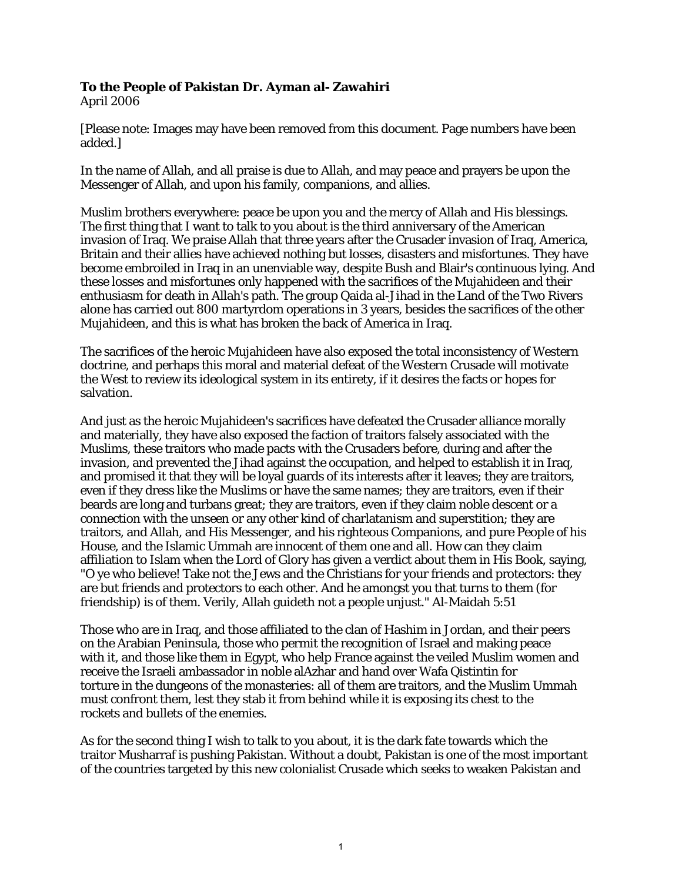**To the People of Pakistan Dr. Ayman al- Zawahiri**
April 2006

[Please note: Images may have been removed from this document. Page numbers have been added.]

In the name of Allah, and all praise is due to Allah, and may peace and prayers be upon the Messenger of Allah, and upon his family, companions, and allies.

Muslim brothers everywhere: peace be upon you and the mercy of Allah and His blessings. The first thing that I want to talk to you about is the third anniversary of the American invasion of Iraq. We praise Allah that three years after the Crusader invasion of Iraq, America, Britain and their allies have achieved nothing but losses, disasters and misfortunes. They have become embroiled in Iraq in an unenviable way, despite Bush and Blair's continuous lying. And these losses and misfortunes only happened with the sacrifices of the Mujahideen and their enthusiasm for death in Allah's path. The group Qaida al-Jihad in the Land of the Two Rivers alone has carried out 800 martyrdom operations in 3 years, besides the sacrifices of the other Mujahideen, and this is what has broken the back of America in Iraq.

The sacrifices of the heroic Mujahideen have also exposed the total inconsistency of Western doctrine, and perhaps this moral and material defeat of the Western Crusade will motivate the West to review its ideological system in its entirety, if it desires the facts or hopes for salvation.

And just as the heroic Mujahideen's sacrifices have defeated the Crusader alliance morally and materially, they have also exposed the faction of traitors falsely associated with the Muslims, these traitors who made pacts with the Crusaders before, during and after the invasion, and prevented the Jihad against the occupation, and helped to establish it in Iraq, and promised it that they will be loyal guards of its interests after it leaves; they are traitors, even if they dress like the Muslims or have the same names; they are traitors, even if their beards are long and turbans great; they are traitors, even if they claim noble descent or a connection with the unseen or any other kind of charlatanism and superstition; they are traitors, and Allah, and His Messenger, and his righteous Companions, and pure People of his House, and the Islamic Ummah are innocent of them one and all. How can they claim affiliation to Islam when the Lord of Glory has given a verdict about them in His Book, saying, "O ye who believe! Take not the Jews and the Christians for your friends and protectors: they are but friends and protectors to each other. And he amongst you that turns to them (for friendship) is of them. Verily, Allah guideth not a people unjust." Al-Maidah 5:51

Those who are in Iraq, and those affiliated to the clan of Hashim in Jordan, and their peers on the Arabian Peninsula, those who permit the recognition of Israel and making peace with it, and those like them in Egypt, who help France against the veiled Muslim women and receive the Israeli ambassador in noble alAzhar and hand over Wafa Qistintin for torture in the dungeons of the monasteries: all of them are traitors, and the Muslim Ummah must confront them, lest they stab it from behind while it is exposing its chest to the rockets and bullets of the enemies.

As for the second thing I wish to talk to you about, it is the dark fate towards which the traitor Musharraf is pushing Pakistan. Without a doubt, Pakistan is one of the most important of the countries targeted by this new colonialist Crusade which seeks to weaken Pakistan and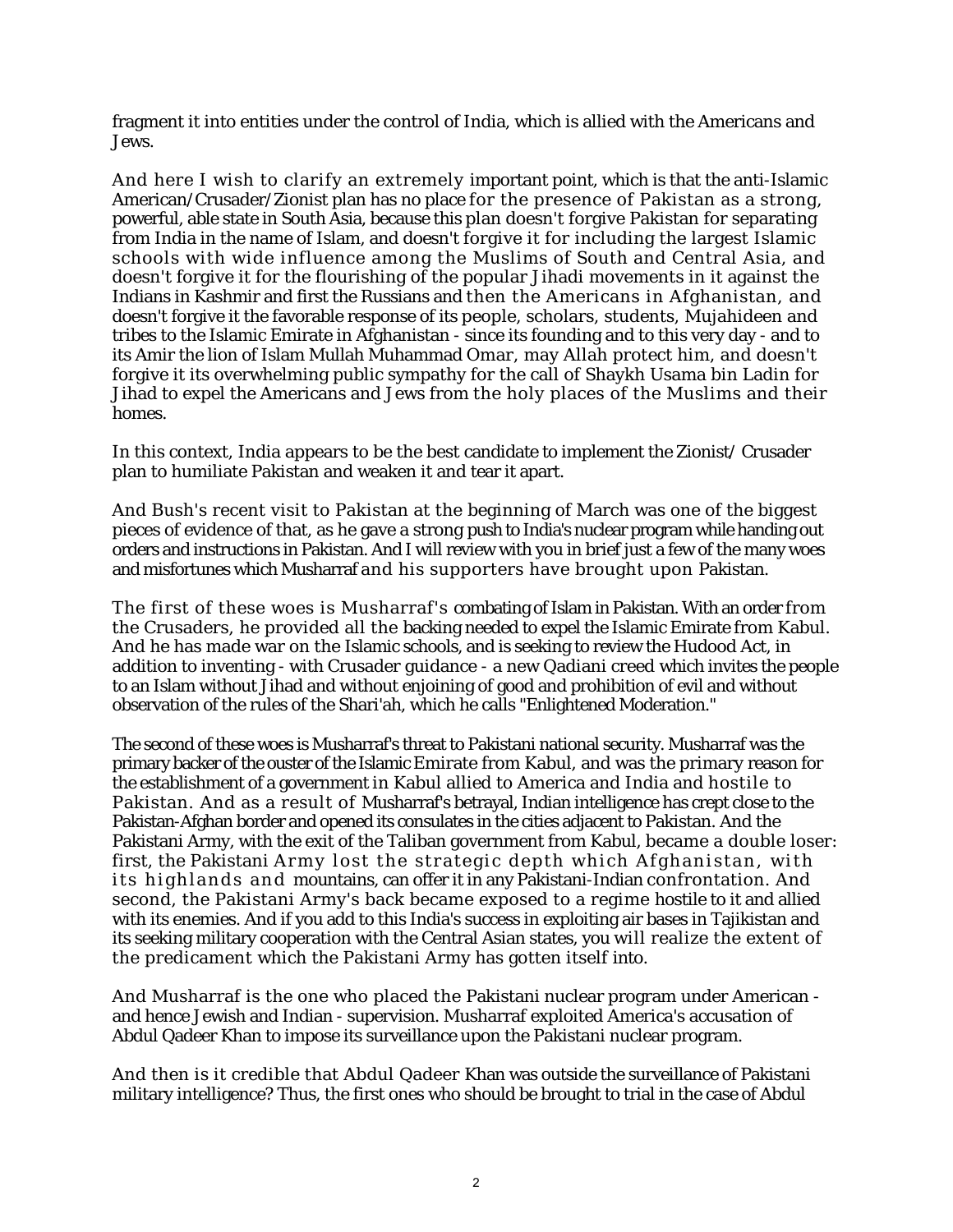fragment it into entities under the control of India, which is allied with the Americans and Jews.

And here I wish to clarify an extremely important point, which is that the anti-Islamic American/Crusader/Zionist plan has no place for the presence of Pakistan as a strong, powerful, able state in South Asia, because this plan doesn't forgive Pakistan for separating from India in the name of Islam, and doesn't forgive it for including the largest Islamic schools with wide influence among the Muslims of South and Central Asia, and doesn't forgive it for the flourishing of the popular Jihadi movements in it against the Indians in Kashmir and first the Russians and then the Americans in Afghanistan, and doesn't forgive it the favorable response of its people, scholars, students, Mujahideen and tribes to the Islamic Emirate in Afghanistan - since its founding and to this very day - and to its Amir the lion of Islam Mullah Muhammad Omar, may Allah protect him, and doesn't forgive it its overwhelming public sympathy for the call of Shaykh Usama bin Ladin for Jihad to expel the Americans and Jews from the holy places of the Muslims and their homes.

In this context, India appears to be the best candidate to implement the Zionist/ Crusader plan to humiliate Pakistan and weaken it and tear it apart.

And Bush's recent visit to Pakistan at the beginning of March was one of the biggest pieces of evidence of that, as he gave a strong push to India's nuclear program while handing out orders and instructions in Pakistan. And I will review with you in brief just a few of the many woes and misfortunes which Musharraf and his supporters have brought upon Pakistan.

The first of these woes is Musharraf's combating of Islam in Pakistan. With an order from the Crusaders, he provided all the backing needed to expel the Islamic Emirate from Kabul. And he has made war on the Islamic schools, and is seeking to review the Hudood Act, in addition to inventing - with Crusader guidance - a new Qadiani creed which invites the people to an Islam without Jihad and without enjoining of good and prohibition of evil and without observation of the rules of the Shari'ah, which he calls "Enlightened Moderation."

The second of these woes is Musharraf's threat to Pakistani national security. Musharraf was the primary backer of the ouster of the Islamic Emirate from Kabul, and was the primary reason for the establishment of a government in Kabul allied to America and India and hostile to Pakistan. And as a result of Musharraf's betrayal, Indian intelligence has crept close to the Pakistan-Afghan border and opened its consulates in the cities adjacent to Pakistan. And the Pakistani Army, with the exit of the Taliban government from Kabul, became a double loser: first, the Pakistani Army lost the strategic depth which Afghanistan, with its highlands and mountains, can offer it in any Pakistani-Indian confrontation. And second, the Pakistani Army's back became exposed to a regime hostile to it and allied with its enemies. And if you add to this India's success in exploiting air bases in Tajikistan and its seeking military cooperation with the Central Asian states, you will realize the extent of the predicament which the Pakistani Army has gotten itself into.

And Musharraf is the one who placed the Pakistani nuclear program under American - and hence Jewish and Indian - supervision. Musharraf exploited America's accusation of Abdul Qadeer Khan to impose its surveillance upon the Pakistani nuclear program.

And then is it credible that Abdul Qadeer Khan was outside the surveillance of Pakistani military intelligence? Thus, the first ones who should be brought to trial in the case of Abdul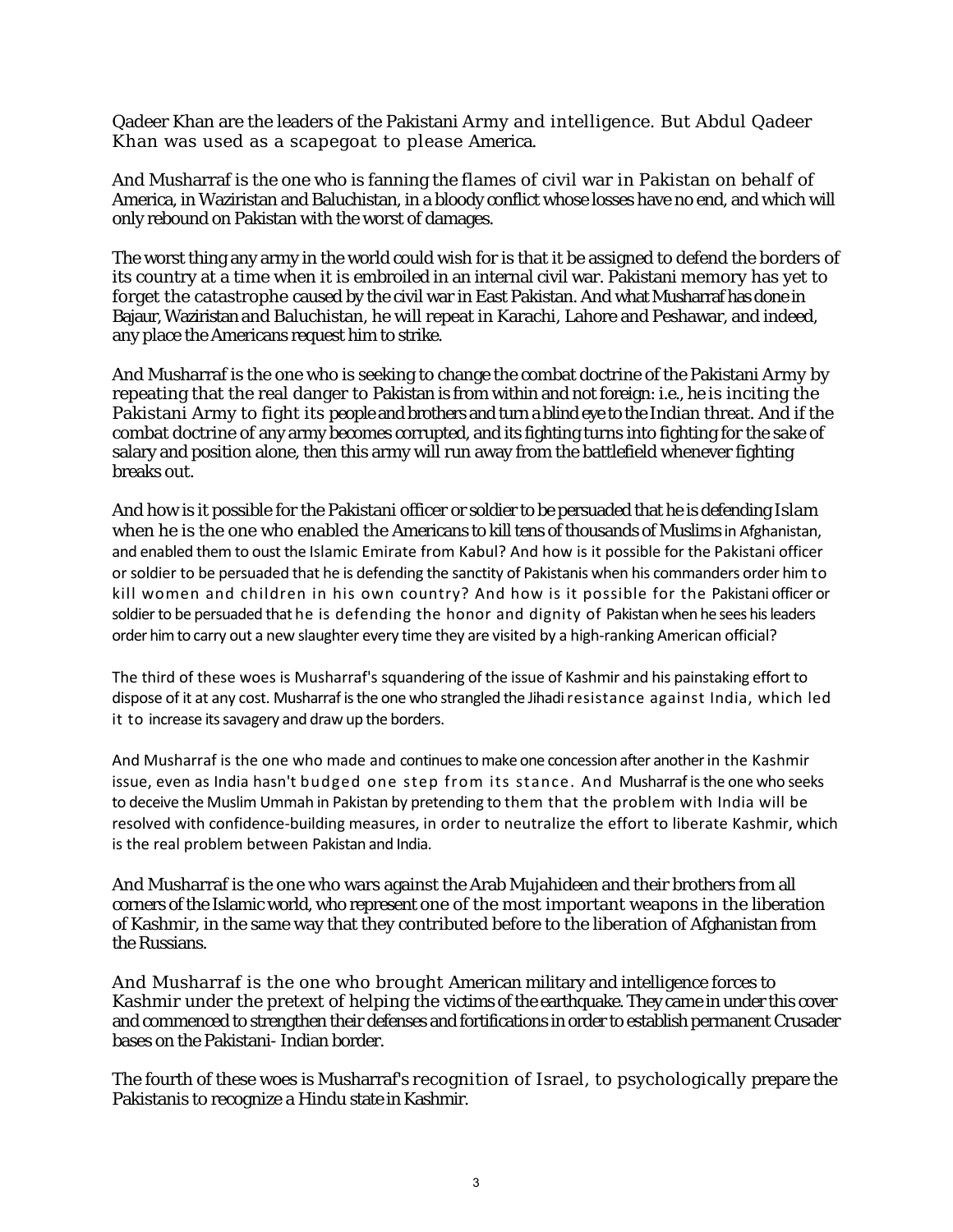Qadeer Khan are the leaders of the Pakistani Army and intelligence. But Abdul Qadeer Khan was used as a scapegoat to please America.

And Musharraf is the one who is fanning the flames of civil war in Pakistan on behalf of America, in Waziristan and Baluchistan, in a bloody conflict whose losses have no end, and which will only rebound on Pakistan with the worst of damages.

The worst thing any army in the world could wish for is that it be assigned to defend the borders of its country at a time when it is embroiled in an internal civil war. Pakistani memory has yet to forget the catastrophe caused by the civil war in East Pakistan. And what Musharraf has done in Bajaur, Waziristan and Baluchistan, he will repeat in Karachi, Lahore and Peshawar, and indeed, any place the Americans request him to strike.

And Musharraf is the one who is seeking to change the combat doctrine of the Pakistani Army by repeating that the real danger to Pakistan is from within and not foreign: i.e., he is inciting the Pakistani Army to fight its people and brothers and turn a blind eye to the Indian threat. And if the combat doctrine of any army becomes corrupted, and its fighting turns into fighting for the sake of salary and position alone, then this army will run away from the battlefield whenever fighting breaks out.

And how is it possible for the Pakistani officer or soldier to be persuaded that he is defending Islam when he is the one who enabled the Americans to kill tens of thousands of Muslims in Afghanistan, and enabled them to oust the Islamic Emirate from Kabul? And how is it possible for the Pakistani officer or soldier to be persuaded that he is defending the sanctity of Pakistanis when his commanders order him to kill women and children in his own country? And how is it possible for the Pakistani officer or soldier to be persuaded that he is defending the honor and dignity of Pakistan when he sees his leaders order him to carry out a new slaughter every time they are visited by a high-ranking American official?

The third of these woes is Musharraf's squandering of the issue of Kashmir and his painstaking effort to dispose of it at any cost. Musharraf is the one who strangled the Jihadi resistance against India, which led it to increase its savagery and draw up the borders.

And Musharraf is the one who made and continues to make one concession after another in the Kashmir issue, even as India hasn't budged one step from its stance. And Musharraf is the one who seeks to deceive the Muslim Ummah in Pakistan by pretending to them that the problem with India will be resolved with confidence-building measures, in order to neutralize the effort to liberate Kashmir, which is the real problem between Pakistan and India.

And Musharraf is the one who wars against the Arab Mujahideen and their brothers from all corners of the Islamic world, who represent one of the most important weapons in the liberation of Kashmir, in the same way that they contributed before to the liberation of Afghanistan from the Russians.

And Musharraf is the one who brought American military and intelligence forces to Kashmir under the pretext of helping the victims of the earthquake. They came in under this cover and commenced to strengthen their defenses and fortifications in order to establish permanent Crusader bases on the Pakistani- Indian border.

The fourth of these woes is Musharraf's recognition of Israel, to psychologically prepare the Pakistanis to recognize a Hindu state in Kashmir.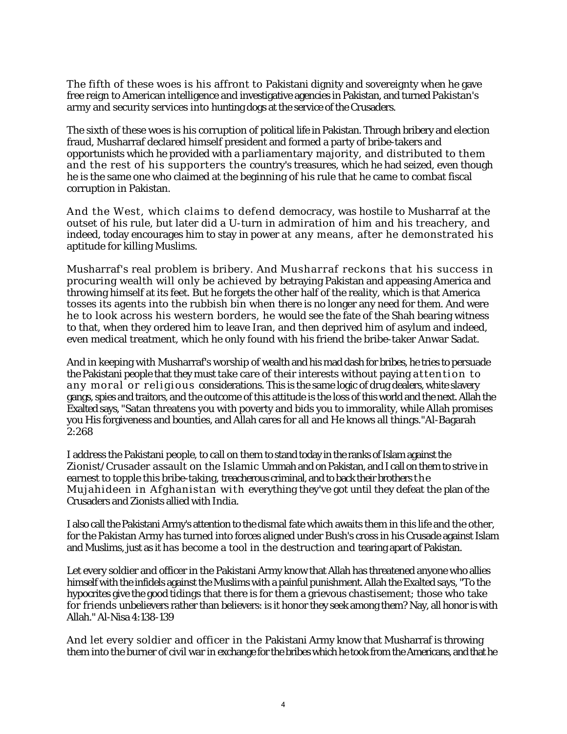The fifth of these woes is his affront to Pakistani dignity and sovereignty when he gave free reign to American intelligence and investigative agencies in Pakistan, and turned Pakistan's army and security services into hunting dogs at the service of the Crusaders.

The sixth of these woes is his corruption of political life in Pakistan. Through bribery and election fraud, Musharraf declared himself president and formed a party of bribe-takers and opportunists which he provided with a parliamentary majority, and distributed to them and the rest of his supporters the country's treasures, which he had seized, even though he is the same one who claimed at the beginning of his rule that he came to combat fiscal corruption in Pakistan.

And the West, which claims to defend democracy, was hostile to Musharraf at the outset of his rule, but later did a U-turn in admiration of him and his treachery, and indeed, today encourages him to stay in power at any means, after he demonstrated his aptitude for killing Muslims.

Musharraf's real problem is bribery. And Musharraf reckons that his success in procuring wealth will only be achieved by betraying Pakistan and appeasing America and throwing himself at its feet. But he forgets the other half of the reality, which is that America tosses its agents into the rubbish bin when there is no longer any need for them. And were he to look across his western borders, he would see the fate of the Shah bearing witness to that, when they ordered him to leave Iran, and then deprived him of asylum and indeed, even medical treatment, which he only found with his friend the bribe-taker Anwar Sadat.

And in keeping with Musharraf's worship of wealth and his mad dash for bribes, he tries to persuade the Pakistani people that they must take care of their interests without paying attention to any moral or religious considerations. This is the same logic of drug dealers, white slavery gangs, spies and traitors, and the outcome of this attitude is the loss of this world and the next. Allah the Exalted says, "Satan threatens you with poverty and bids you to immorality, while Allah promises you His forgiveness and bounties, and Allah cares for all and He knows all things." Al-Baqarah 2:268

I address the Pakistani people, to call on them to stand today in the ranks of Islam against the Zionist/Crusader assault on the Islamic Ummah and on Pakistan, and I call on them to strive in earnest to topple this bribe-taking, treacherous criminal, and to back their brothers the Mujahideen in Afghanistan with everything they've got until they defeat the plan of the Crusaders and Zionists allied with India.

I also call the Pakistani Army's attention to the dismal fate which awaits them in this life and the other, for the Pakistan Army has turned into forces aligned under Bush's cross in his Crusade against Islam and Muslims, just as it has become a tool in the destruction and tearing apart of Pakistan.

Let every soldier and officer in the Pakistani Army know that Allah has threatened anyone who allies himself with the infidels against the Muslims with a painful punishment. Allah the Exalted says, "To the hypocrites give the good tidings that there is for them a grievous chastisement; those who take for friends unbelievers rather than believers: is it honor they seek among them? Nay, all honor is with Allah." Al-Nisa 4:138-139

And let every soldier and officer in the Pakistani Army know that Musharraf is throwing them into the burner of civil war in exchange for the bribes which he took from the Americans, and that he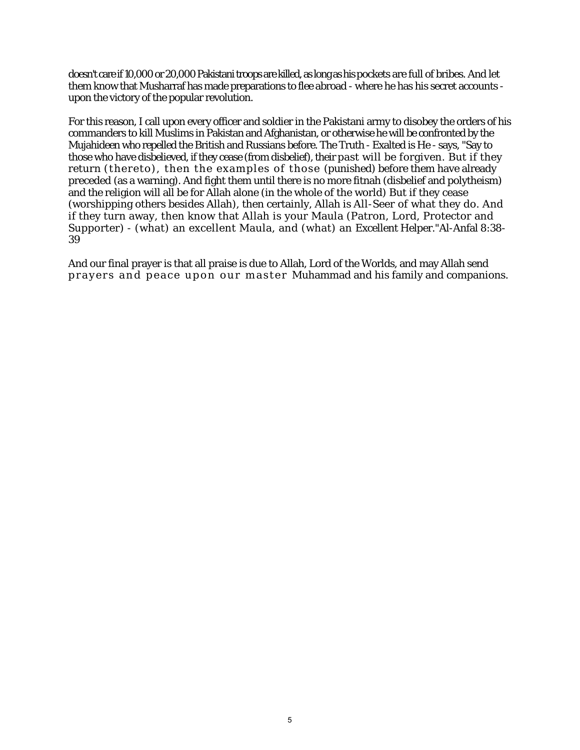doesn't care if 10,000 or 20,000 Pakistani troops are killed, as long as his pockets are full of bribes. And let them know that Musharraf has made preparations to flee abroad - where he has his secret accounts - upon the victory of the popular revolution.

For this reason, I call upon every officer and soldier in the Pakistani army to disobey the orders of his commanders to kill Muslims in Pakistan and Afghanistan, or otherwise he will be confronted by the Mujahideen who repelled the British and Russians before. The Truth - Exalted is He - says, "Say to those who have disbelieved, if they cease (from disbelief), their past will be forgiven. But if they return (thereto), then the examples of those (punished) before them have already preceded (as a warning). And fight them until there is no more fitnah (disbelief and polytheism) and the religion will all be for Allah alone (in the whole of the world) But if they cease (worshipping others besides Allah), then certainly, Allah is All-Seer of what they do. And if they turn away, then know that Allah is your Maula (Patron, Lord, Protector and Supporter) - (what) an excellent Maula, and (what) an Excellent Helper."Al-Anfal 8:38-39

And our final prayer is that all praise is due to Allah, Lord of the Worlds, and may Allah send prayers and peace upon our master Muhammad and his family and companions.